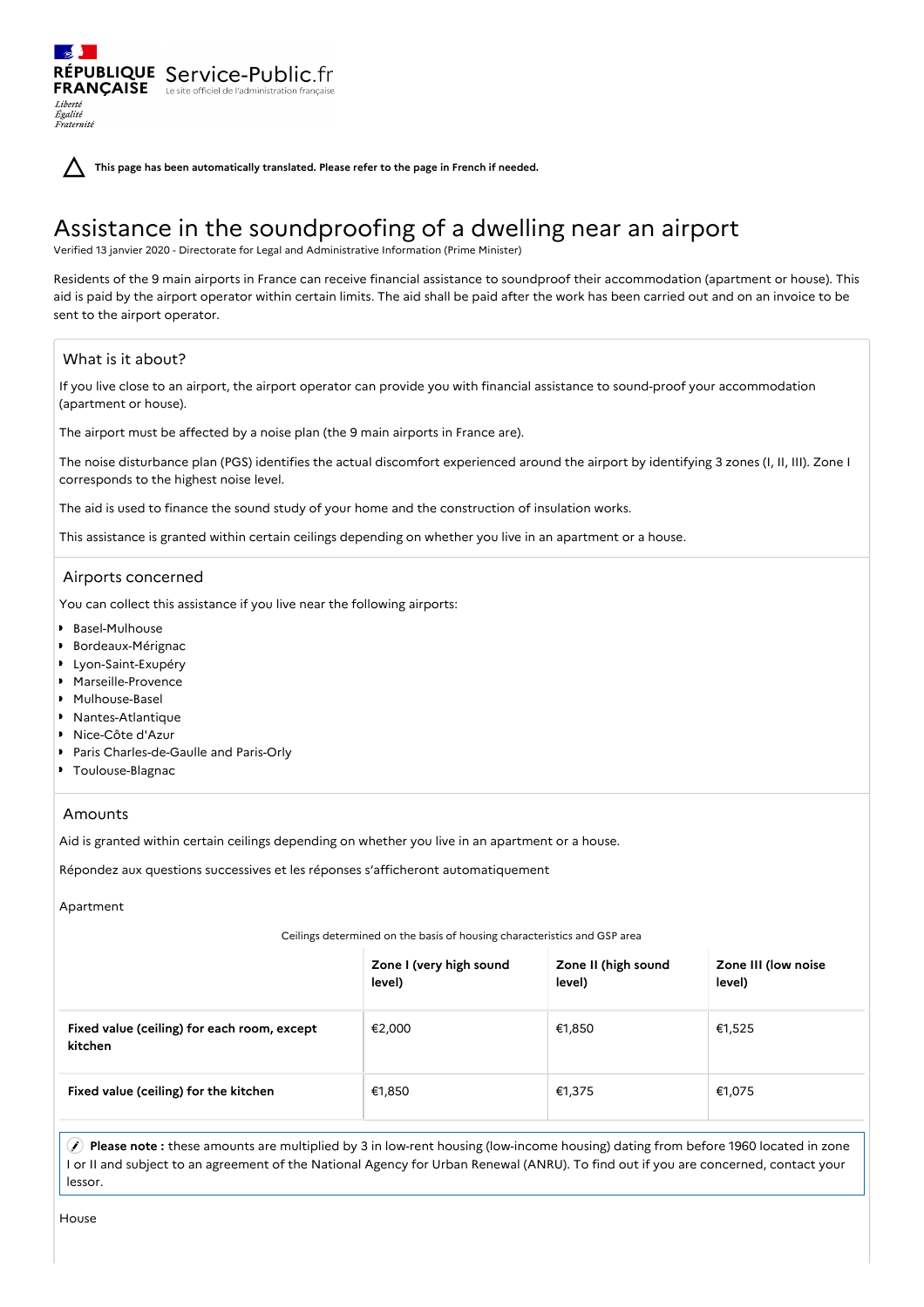RÉPUBLIQUE FRANÇAISE Service-Public.fr
Le site officiel de l'administration française

*Liberté Égalité Fraternité*

**This page has been automatically translated. Please refer to the page in French if needed.**

# Assistance in the soundproofing of a dwelling near an airport

Verified 13 janvier 2020 - Directorate for Legal and Administrative Information (Prime Minister)

Residents of the 9 main airports in France can receive financial assistance to soundproof their accommodation (apartment or house). This aid is paid by the airport operator within certain limits. The aid shall be paid after the work has been carried out and on an invoice to be sent to the airport operator.

## What is it about?

If you live close to an airport, the airport operator can provide you with financial assistance to sound-proof your accommodation (apartment or house).

The airport must be affected by a noise plan (the 9 main airports in France are).

The noise disturbance plan (PGS) identifies the actual discomfort experienced around the airport by identifying 3 zones (I, II, III). Zone I corresponds to the highest noise level.

The aid is used to finance the sound study of your home and the construction of insulation works.

This assistance is granted within certain ceilings depending on whether you live in an apartment or a house.

## Airports concerned

You can collect this assistance if you live near the following airports:

- Basel-Mulhouse
- Bordeaux-Mérignac
- Lyon-Saint-Exupéry
- Marseille-Provence
- Mulhouse-Basel
- Nantes-Atlantique
- Nice-Côte d'Azur
- Paris Charles-de-Gaulle and Paris-Orly
- Toulouse-Blagnac

## Amounts

Aid is granted within certain ceilings depending on whether you live in an apartment or a house.

Répondez aux questions successives et les réponses s'afficheront automatiquement

Apartment

Ceilings determined on the basis of housing characteristics and GSP area

| | Zone I (very high sound level) | Zone II (high sound level) | Zone III (low noise level) |
|---|---|---|---|
| **Fixed value (ceiling) for each room, except kitchen** | €2,000 | €1,850 | €1,525 |
| **Fixed value (ceiling) for the kitchen** | €1,850 | €1,375 | €1,075 |

**Please note :** these amounts are multiplied by 3 in low-rent housing (low-income housing) dating from before 1960 located in zone I or II and subject to an agreement of the National Agency for Urban Renewal (ANRU). To find out if you are concerned, contact your lessor.

House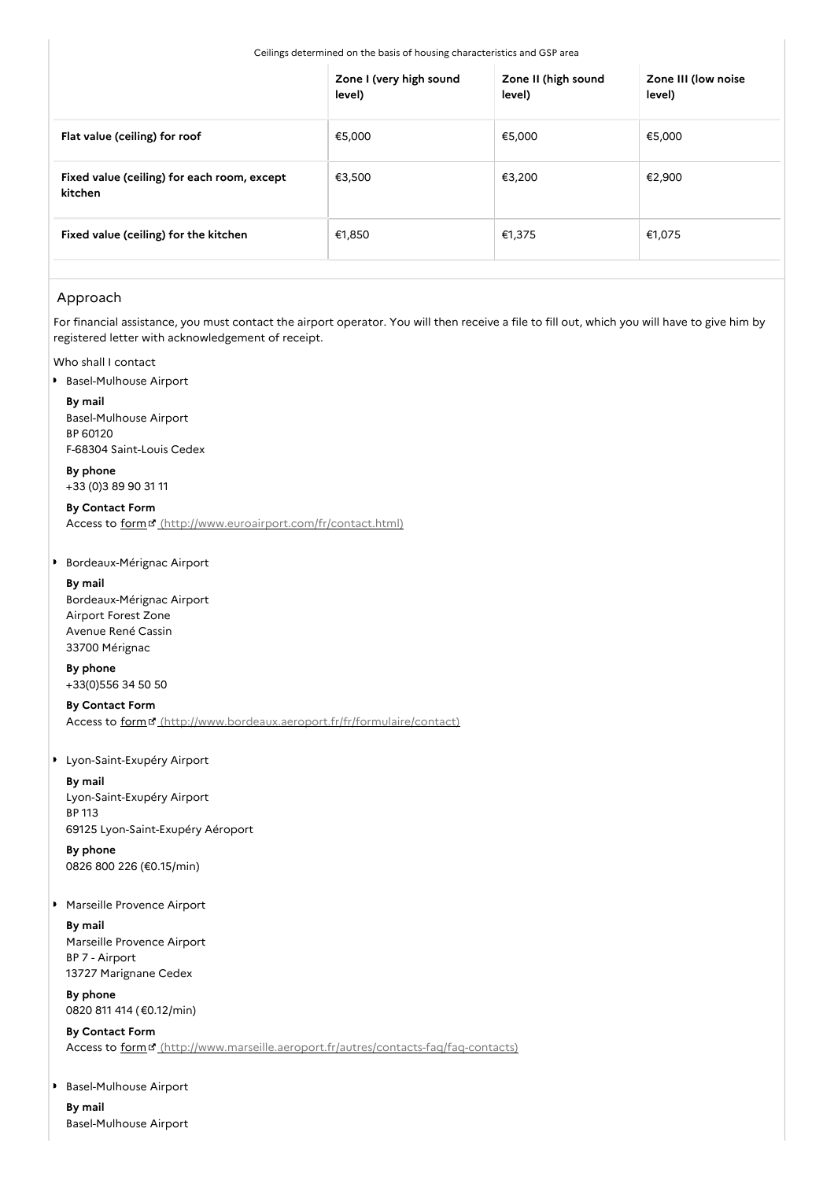Ceilings determined on the basis of housing characteristics and GSP area

| | Zone I (very high sound level) | Zone II (high sound level) | Zone III (low noise level) |
|---|---|---|---|
| **Flat value (ceiling) for roof** | €5,000 | €5,000 | €5,000 |
| **Fixed value (ceiling) for each room, except kitchen** | €3,500 | €3,200 | €2,900 |
| **Fixed value (ceiling) for the kitchen** | €1,850 | €1,375 | €1,075 |

## Approach

For financial assistance, you must contact the airport operator. You will then receive a file to fill out, which you will have to give him by registered letter with acknowledgement of receipt.

Who shall I contact

- Basel-Mulhouse Airport

  **By mail**
  Basel-Mulhouse Airport
  BP 60120
  F-68304 Saint-Louis Cedex

  **By phone**
  +33 (0)3 89 90 31 11

  **By Contact Form**
  Access to form (http://www.euroairport.com/fr/contact.html)

- Bordeaux-Mérignac Airport

  **By mail**
  Bordeaux-Mérignac Airport
  Airport Forest Zone
  Avenue René Cassin
  33700 Mérignac

  **By phone**
  +33(0)556 34 50 50

  **By Contact Form**
  Access to form (http://www.bordeaux.aeroport.fr/fr/formulaire/contact)

- Lyon-Saint-Exupéry Airport

  **By mail**
  Lyon-Saint-Exupéry Airport
  BP 113
  69125 Lyon-Saint-Exupéry Aéroport

  **By phone**
  0826 800 226 (€0.15/min)

- Marseille Provence Airport

  **By mail**
  Marseille Provence Airport
  BP 7 - Airport
  13727 Marignane Cedex

  **By phone**
  0820 811 414 (€0.12/min)

  **By Contact Form**
  Access to form (http://www.marseille.aeroport.fr/autres/contacts-faq/faq-contacts)

- Basel-Mulhouse Airport

  **By mail**
  Basel-Mulhouse Airport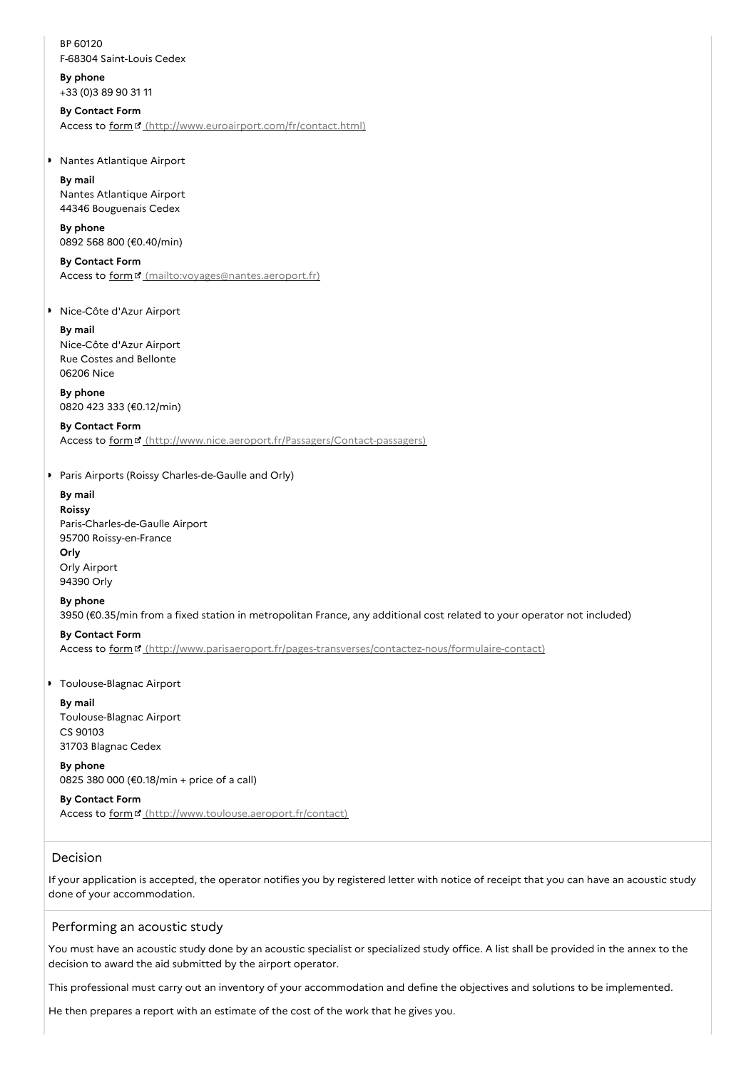BP 60120
F-68304 Saint-Louis Cedex

**By phone**
+33 (0)3 89 90 31 11

**By Contact Form**
Access to form (http://www.euroairport.com/fr/contact.html)

- Nantes Atlantique Airport

**By mail**
Nantes Atlantique Airport
44346 Bouguenais Cedex

**By phone**
0892 568 800 (€0.40/min)

**By Contact Form**
Access to form (mailto:voyages@nantes.aeroport.fr)

- Nice-Côte d'Azur Airport

**By mail**
Nice-Côte d'Azur Airport
Rue Costes and Bellonte
06206 Nice

**By phone**
0820 423 333 (€0.12/min)

**By Contact Form**
Access to form (http://www.nice.aeroport.fr/Passagers/Contact-passagers)

- Paris Airports (Roissy Charles-de-Gaulle and Orly)

**By mail**
**Roissy**
Paris-Charles-de-Gaulle Airport
95700 Roissy-en-France
**Orly**
Orly Airport
94390 Orly

**By phone**
3950 (€0.35/min from a fixed station in metropolitan France, any additional cost related to your operator not included)

**By Contact Form**
Access to form (http://www.parisaeroport.fr/pages-transverses/contactez-nous/formulaire-contact)

- Toulouse-Blagnac Airport

**By mail**
Toulouse-Blagnac Airport
CS 90103
31703 Blagnac Cedex

**By phone**
0825 380 000 (€0.18/min + price of a call)

**By Contact Form**
Access to form (http://www.toulouse.aeroport.fr/contact)

## Decision

If your application is accepted, the operator notifies you by registered letter with notice of receipt that you can have an acoustic study done of your accommodation.

## Performing an acoustic study

You must have an acoustic study done by an acoustic specialist or specialized study office. A list shall be provided in the annex to the decision to award the aid submitted by the airport operator.

This professional must carry out an inventory of your accommodation and define the objectives and solutions to be implemented.

He then prepares a report with an estimate of the cost of the work that he gives you.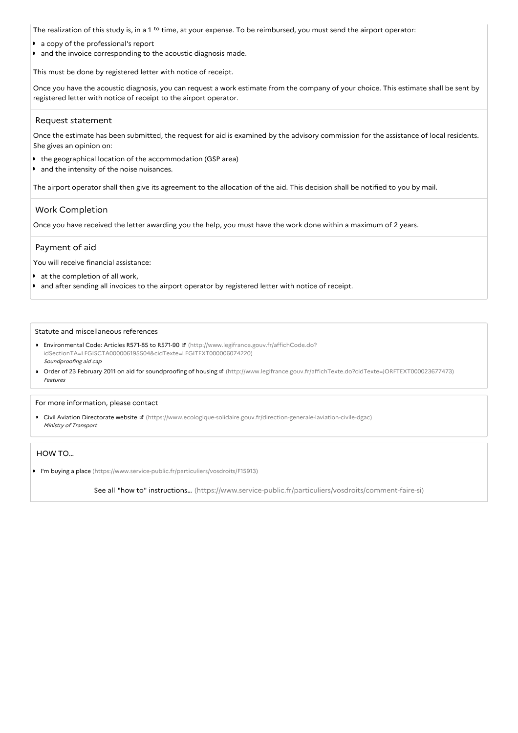The realization of this study is, in a 1 [to] time, at your expense. To be reimbursed, you must send the airport operator:

- a copy of the professional's report
- and the invoice corresponding to the acoustic diagnosis made.

This must be done by registered letter with notice of receipt.

Once you have the acoustic diagnosis, you can request a work estimate from the company of your choice. This estimate shall be sent by registered letter with notice of receipt to the airport operator.

## Request statement

Once the estimate has been submitted, the request for aid is examined by the advisory commission for the assistance of local residents. She gives an opinion on:

- the geographical location of the accommodation (GSP area)
- and the intensity of the noise nuisances.

The airport operator shall then give its agreement to the allocation of the aid. This decision shall be notified to you by mail.

## Work Completion

Once you have received the letter awarding you the help, you must have the work done within a maximum of 2 years.

## Payment of aid

You will receive financial assistance:

- at the completion of all work,
- and after sending all invoices to the airport operator by registered letter with notice of receipt.

### Statute and miscellaneous references

- Environmental Code: Articles R571-85 to R571-90 (http://www.legifrance.gouv.fr/affichCode.do?idSectionTA=LEGISCTA000006195504&cidTexte=LEGITEXT000006074220)
  *Soundproofing aid cap*
- Order of 23 February 2011 on aid for soundproofing of housing (http://www.legifrance.gouv.fr/affichTexte.do?cidTexte=JORFTEXT000023677473)
  *Features*

### For more information, please contact

- Civil Aviation Directorate website (https://www.ecologique-solidaire.gouv.fr/direction-generale-laviation-civile-dgac)
  *Ministry of Transport*

### HOW TO...

- I'm buying a place (https://www.service-public.fr/particuliers/vosdroits/F15913)

See all "how to" instructions... (https://www.service-public.fr/particuliers/vosdroits/comment-faire-si)